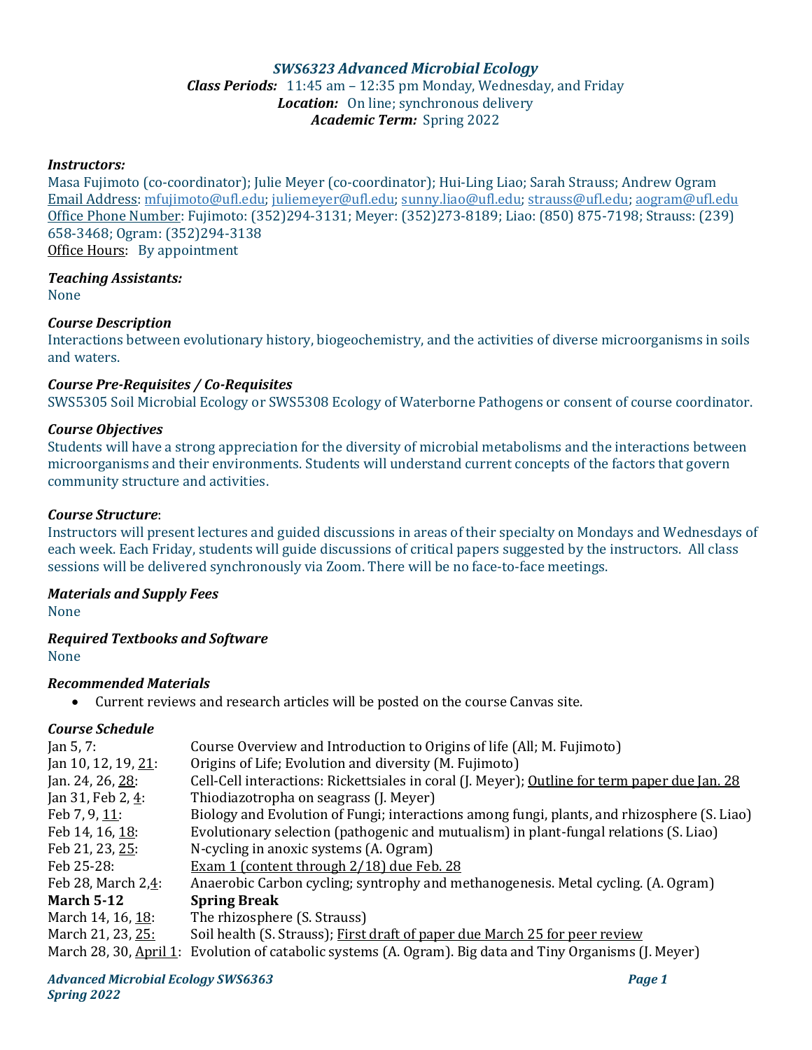# *SWS6323 Advanced Microbial Ecology*

***Class Periods:*** 11:45 am – 12:35 pm Monday, Wednesday, and Friday
***Location:*** On line; synchronous delivery
***Academic Term:*** Spring 2022

### *Instructors:*

Masa Fujimoto (co-coordinator); Julie Meyer (co-coordinator); Hui-Ling Liao; Sarah Strauss; Andrew Ogram
Email Address: mfujimoto@ufl.edu; juliemeyer@ufl.edu; sunny.liao@ufl.edu; strauss@ufl.edu; aogram@ufl.edu
Office Phone Number: Fujimoto: (352)294-3131; Meyer: (352)273-8189; Liao: (850) 875-7198; Strauss: (239) 658-3468; Ogram: (352)294-3138
Office Hours: By appointment

### *Teaching Assistants:*

None

### *Course Description*

Interactions between evolutionary history, biogeochemistry, and the activities of diverse microorganisms in soils and waters.

### *Course Pre-Requisites / Co-Requisites*

SWS5305 Soil Microbial Ecology or SWS5308 Ecology of Waterborne Pathogens or consent of course coordinator.

### *Course Objectives*

Students will have a strong appreciation for the diversity of microbial metabolisms and the interactions between microorganisms and their environments. Students will understand current concepts of the factors that govern community structure and activities.

### *Course Structure*:

Instructors will present lectures and guided discussions in areas of their specialty on Mondays and Wednesdays of each week. Each Friday, students will guide discussions of critical papers suggested by the instructors. All class sessions will be delivered synchronously via Zoom. There will be no face-to-face meetings.

### *Materials and Supply Fees*

None

### *Required Textbooks and Software*

None

### *Recommended Materials*

- Current reviews and research articles will be posted on the course Canvas site.

### *Course Schedule*

| | |
|---|---|
| Jan 5, 7: | Course Overview and Introduction to Origins of life (All; M. Fujimoto) |
| Jan 10, 12, 19, 21: | Origins of Life; Evolution and diversity (M. Fujimoto) |
| Jan. 24, 26, 28: | Cell-Cell interactions: Rickettsiales in coral (J. Meyer); Outline for term paper due Jan. 28 |
| Jan 31, Feb 2, 4: | Thiodiazotropha on seagrass (J. Meyer) |
| Feb 7, 9, 11: | Biology and Evolution of Fungi; interactions among fungi, plants, and rhizosphere (S. Liao) |
| Feb 14, 16, 18: | Evolutionary selection (pathogenic and mutualism) in plant-fungal relations (S. Liao) |
| Feb 21, 23, 25: | N-cycling in anoxic systems (A. Ogram) |
| Feb 25-28: | Exam 1 (content through 2/18) due Feb. 28 |
| Feb 28, March 2,4: | Anaerobic Carbon cycling; syntrophy and methanogenesis. Metal cycling. (A. Ogram) |
| **March 5-12** | **Spring Break** |
| March 14, 16, 18: | The rhizosphere (S. Strauss) |
| March 21, 23, 25: | Soil health (S. Strauss); First draft of paper due March 25 for peer review |
| March 28, 30, April 1: | Evolution of catabolic systems (A. Ogram). Big data and Tiny Organisms (J. Meyer) |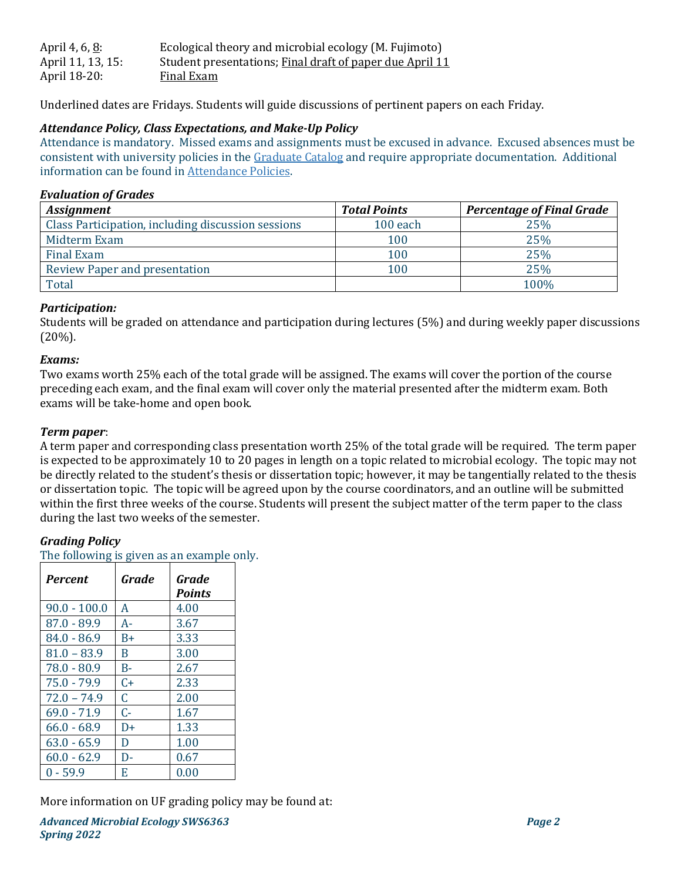April 4, 6, 8: Ecological theory and microbial ecology (M. Fujimoto)
April 11, 13, 15: Student presentations; Final draft of paper due April 11
April 18-20: Final Exam

Underlined dates are Fridays. Students will guide discussions of pertinent papers on each Friday.

### *Attendance Policy, Class Expectations, and Make-Up Policy*

Attendance is mandatory. Missed exams and assignments must be excused in advance. Excused absences must be consistent with university policies in the Graduate Catalog and require appropriate documentation. Additional information can be found in Attendance Policies.

### *Evaluation of Grades*

| *Assignment* | *Total Points* | *Percentage of Final Grade* |
|---|---|---|
| Class Participation, including discussion sessions | 100 each | 25% |
| Midterm Exam | 100 | 25% |
| Final Exam | 100 | 25% |
| Review Paper and presentation | 100 | 25% |
| Total | | 100% |

### *Participation:*

Students will be graded on attendance and participation during lectures (5%) and during weekly paper discussions (20%).

### *Exams:*

Two exams worth 25% each of the total grade will be assigned. The exams will cover the portion of the course preceding each exam, and the final exam will cover only the material presented after the midterm exam. Both exams will be take-home and open book.

### *Term paper*:

A term paper and corresponding class presentation worth 25% of the total grade will be required. The term paper is expected to be approximately 10 to 20 pages in length on a topic related to microbial ecology. The topic may not be directly related to the student's thesis or dissertation topic; however, it may be tangentially related to the thesis or dissertation topic. The topic will be agreed upon by the course coordinators, and an outline will be submitted within the first three weeks of the course. Students will present the subject matter of the term paper to the class during the last two weeks of the semester.

### *Grading Policy*

The following is given as an example only.

| *Percent* | *Grade* | *Grade Points* |
|---|---|---|
| 90.0 - 100.0 | A | 4.00 |
| 87.0 - 89.9 | A- | 3.67 |
| 84.0 - 86.9 | B+ | 3.33 |
| 81.0 – 83.9 | B | 3.00 |
| 78.0 - 80.9 | B- | 2.67 |
| 75.0 - 79.9 | C+ | 2.33 |
| 72.0 – 74.9 | C | 2.00 |
| 69.0 - 71.9 | C- | 1.67 |
| 66.0 - 68.9 | D+ | 1.33 |
| 63.0 - 65.9 | D | 1.00 |
| 60.0 - 62.9 | D- | 0.67 |
| 0 - 59.9 | E | 0.00 |

More information on UF grading policy may be found at: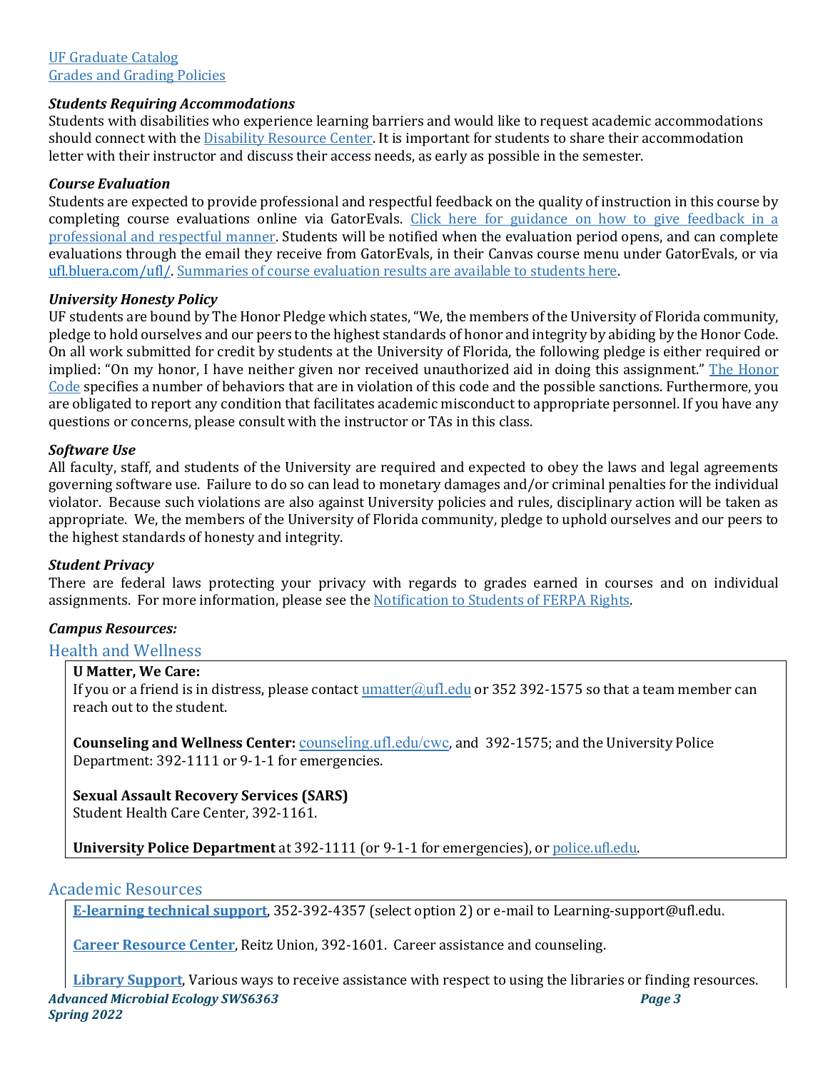[UF Graduate Catalog](#)
[Grades and Grading Policies](#)

***Students Requiring Accommodations***
Students with disabilities who experience learning barriers and would like to request academic accommodations should connect with the Disability Resource Center. It is important for students to share their accommodation letter with their instructor and discuss their access needs, as early as possible in the semester.

***Course Evaluation***
Students are expected to provide professional and respectful feedback on the quality of instruction in this course by completing course evaluations online via GatorEvals. Click here for guidance on how to give feedback in a professional and respectful manner. Students will be notified when the evaluation period opens, and can complete evaluations through the email they receive from GatorEvals, in their Canvas course menu under GatorEvals, or via ufl.bluera.com/ufl/. Summaries of course evaluation results are available to students here.

***University Honesty Policy***
UF students are bound by The Honor Pledge which states, "We, the members of the University of Florida community, pledge to hold ourselves and our peers to the highest standards of honor and integrity by abiding by the Honor Code. On all work submitted for credit by students at the University of Florida, the following pledge is either required or implied: "On my honor, I have neither given nor received unauthorized aid in doing this assignment." The Honor Code specifies a number of behaviors that are in violation of this code and the possible sanctions. Furthermore, you are obligated to report any condition that facilitates academic misconduct to appropriate personnel. If you have any questions or concerns, please consult with the instructor or TAs in this class.

***Software Use***
All faculty, staff, and students of the University are required and expected to obey the laws and legal agreements governing software use. Failure to do so can lead to monetary damages and/or criminal penalties for the individual violator. Because such violations are also against University policies and rules, disciplinary action will be taken as appropriate. We, the members of the University of Florida community, pledge to uphold ourselves and our peers to the highest standards of honesty and integrity.

***Student Privacy***
There are federal laws protecting your privacy with regards to grades earned in courses and on individual assignments. For more information, please see the Notification to Students of FERPA Rights.

***Campus Resources:***

## Health and Wellness

**U Matter, We Care:**
If you or a friend is in distress, please contact umatter@ufl.edu or 352 392-1575 so that a team member can reach out to the student.

**Counseling and Wellness Center:** counseling.ufl.edu/cwc, and 392-1575; and the University Police Department: 392-1111 or 9-1-1 for emergencies.

**Sexual Assault Recovery Services (SARS)**
Student Health Care Center, 392-1161.

**University Police Department** at 392-1111 (or 9-1-1 for emergencies), or police.ufl.edu.

## Academic Resources

**E-learning technical support**, 352-392-4357 (select option 2) or e-mail to Learning-support@ufl.edu.

**Career Resource Center**, Reitz Union, 392-1601. Career assistance and counseling.

**Library Support**, Various ways to receive assistance with respect to using the libraries or finding resources.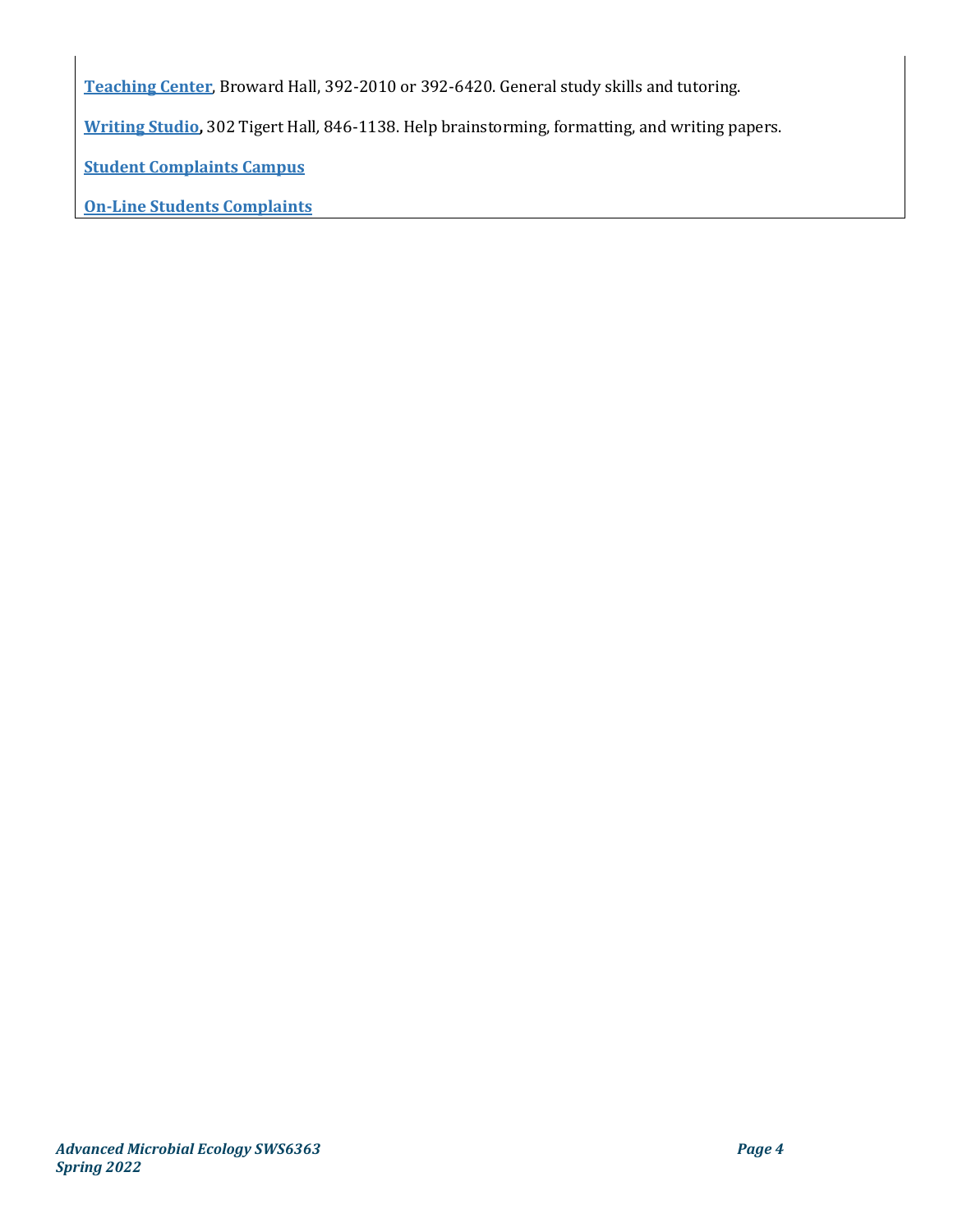**Teaching Center**, Broward Hall, 392-2010 or 392-6420. General study skills and tutoring.

**Writing Studio,** 302 Tigert Hall, 846-1138. Help brainstorming, formatting, and writing papers.

**Student Complaints Campus**

**On-Line Students Complaints**